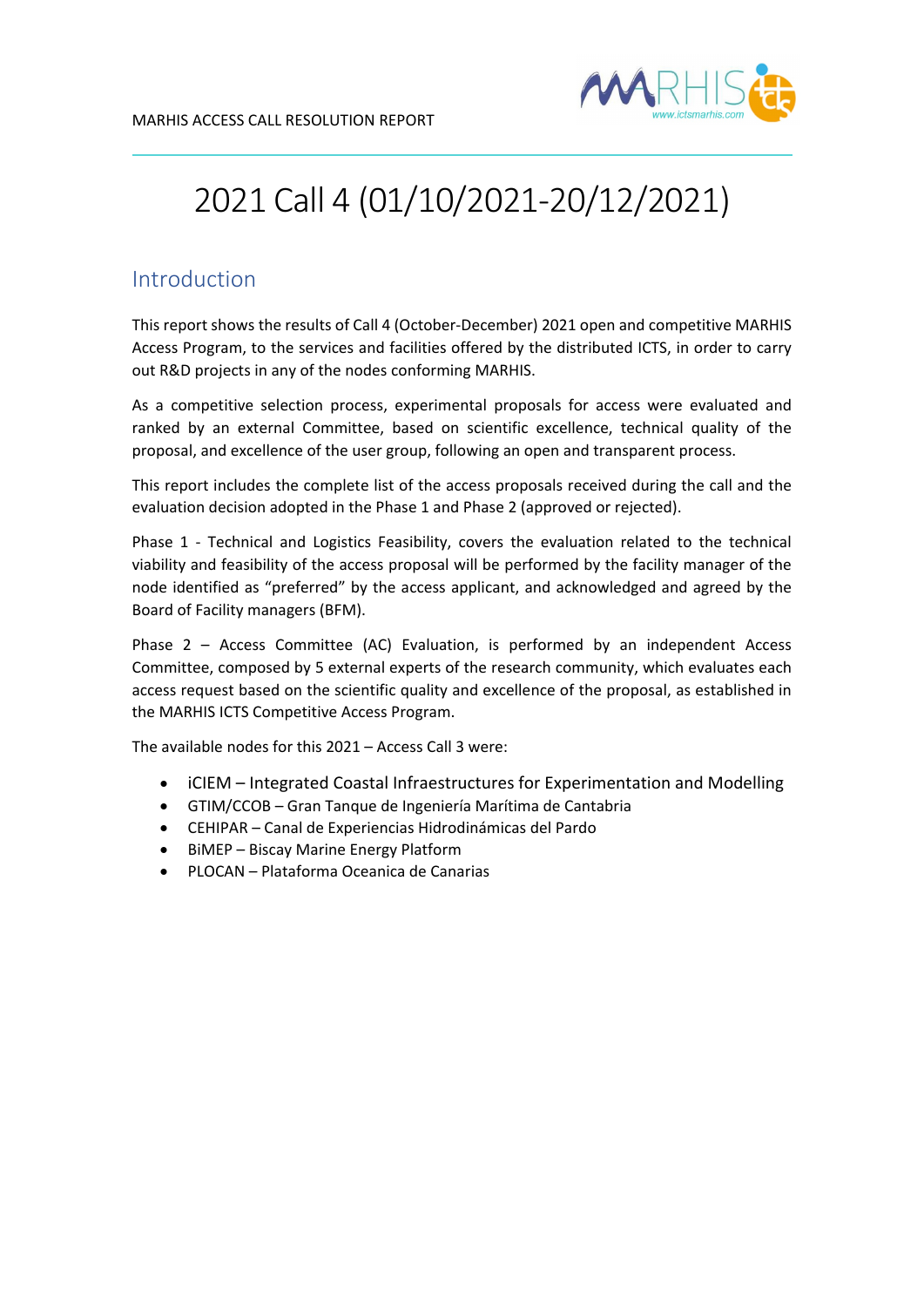# 2021 Call 4 (01/10/2021-20/12/2021)

## Introduction

This report shows the results of Call 4 (October-December) 2021 open and competitive MARHIS Access Program, to the services and facilities offered by the distributed ICTS, in order to carry out R&D projects in any of the nodes conforming MARHIS.

As a competitive selection process, experimental proposals for access were evaluated and ranked by an external Committee, based on scientific excellence, technical quality of the proposal, and excellence of the user group, following an open and transparent process.

This report includes the complete list of the access proposals received during the call and the evaluation decision adopted in the Phase 1 and Phase 2 (approved or rejected).

Phase 1 - Technical and Logistics Feasibility, covers the evaluation related to the technical viability and feasibility of the access proposal will be performed by the facility manager of the node identified as "preferred" by the access applicant, and acknowledged and agreed by the Board of Facility managers (BFM).

Phase 2 – Access Committee (AC) Evaluation, is performed by an independent Access Committee, composed by 5 external experts of the research community, which evaluates each access request based on the scientific quality and excellence of the proposal, as established in the MARHIS ICTS Competitive Access Program.

The available nodes for this 2021 – Access Call 3 were:

- iCIEM – Integrated Coastal Infraestructures for Experimentation and Modelling
- GTIM/CCOB – Gran Tanque de Ingeniería Marítima de Cantabria
- CEHIPAR – Canal de Experiencias Hidrodinámicas del Pardo
- BiMEP – Biscay Marine Energy Platform
- PLOCAN – Plataforma Oceanica de Canarias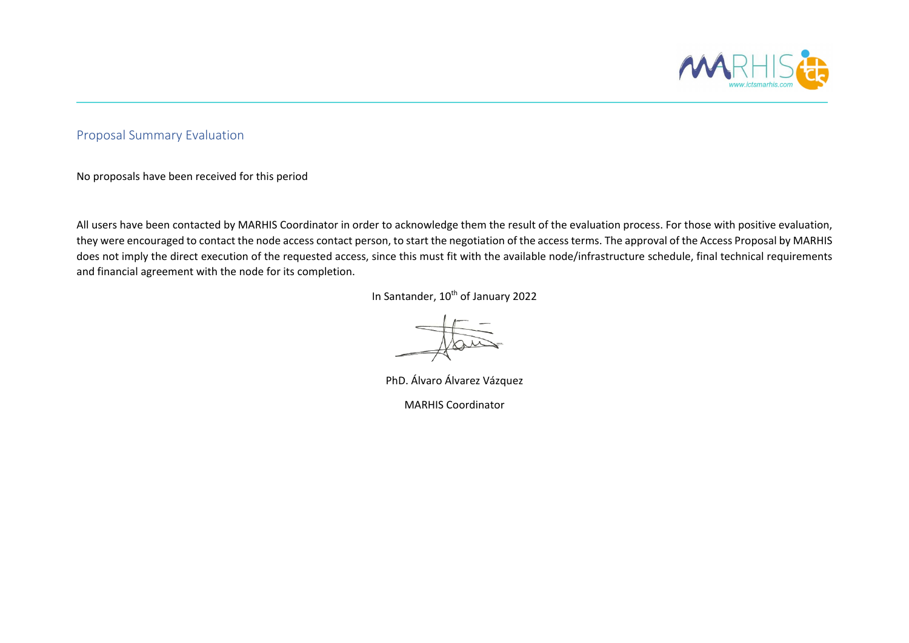## Proposal Summary Evaluation

No proposals have been received for this period

All users have been contacted by MARHIS Coordinator in order to acknowledge them the result of the evaluation process. For those with positive evaluation, they were encouraged to contact the node access contact person, to start the negotiation of the access terms. The approval of the Access Proposal by MARHIS does not imply the direct execution of the requested access, since this must fit with the available node/infrastructure schedule, final technical requirements and financial agreement with the node for its completion.

In Santander, 10th of January 2022

PhD. Álvaro Álvarez Vázquez

MARHIS Coordinator